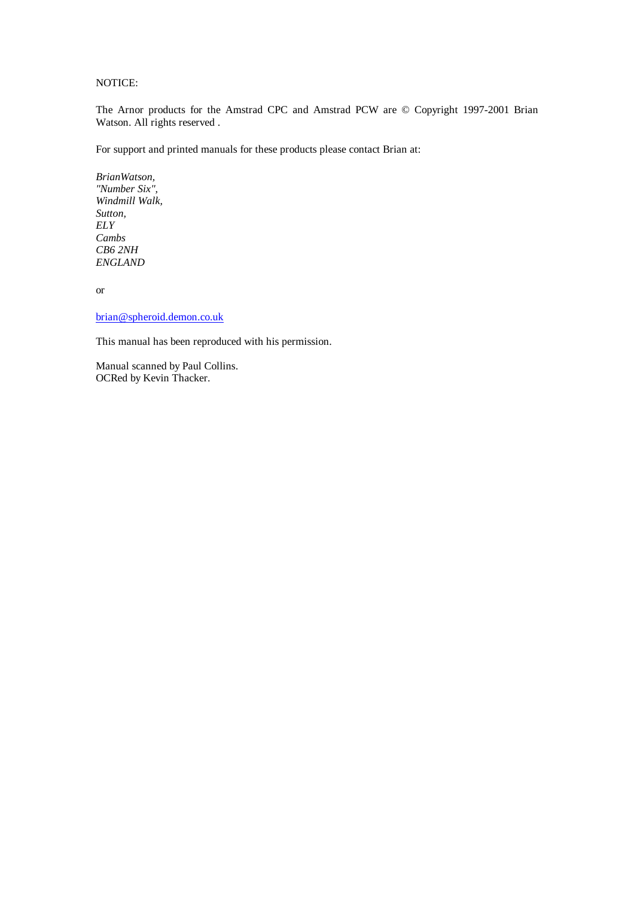NOTICE:

The Arnor products for the Amstrad CPC and Amstrad PCW are © Copyright 1997-2001 Brian Watson. All rights reserved .

For support and printed manuals for these products please contact Brian at:

*BrianWatson,*
*"Number Six",*
*Windmill Walk,*
*Sutton,*
*ELY*
*Cambs*
*CB6 2NH*
*ENGLAND*

or

brian@spheroid.demon.co.uk

This manual has been reproduced with his permission.

Manual scanned by Paul Collins.
OCRed by Kevin Thacker.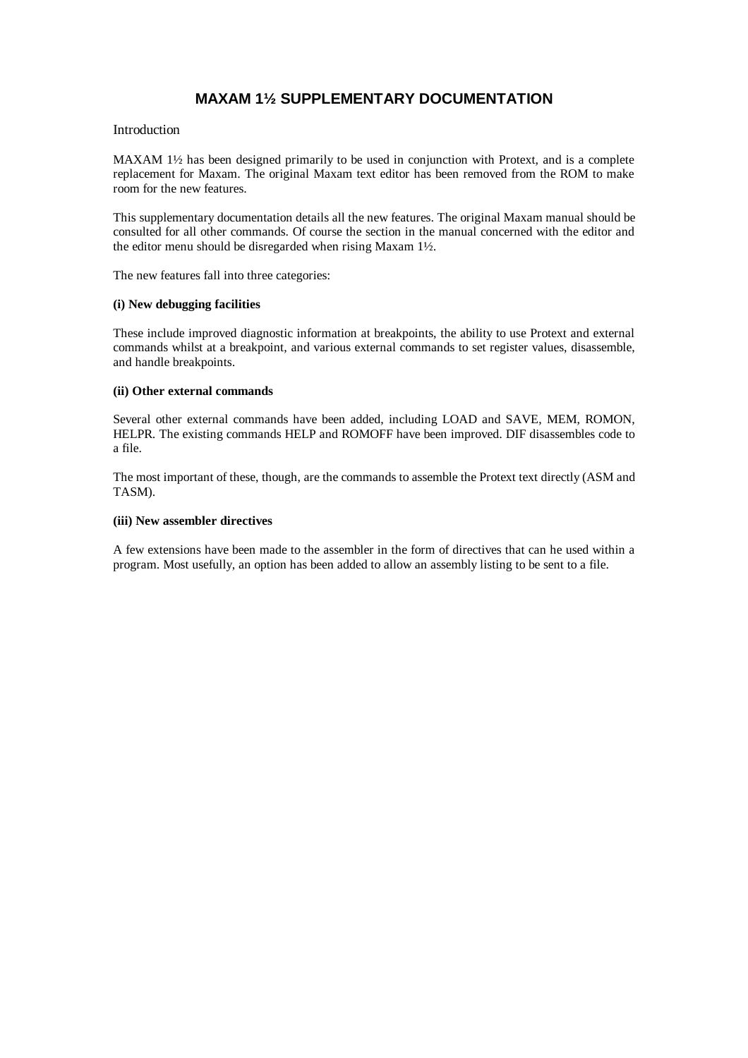# MAXAM 1½ SUPPLEMENTARY DOCUMENTATION

## Introduction

MAXAM 1½ has been designed primarily to be used in conjunction with Protext, and is a complete replacement for Maxam. The original Maxam text editor has been removed from the ROM to make room for the new features.

This supplementary documentation details all the new features. The original Maxam manual should be consulted for all other commands. Of course the section in the manual concerned with the editor and the editor menu should be disregarded when rising Maxam 1½.

The new features fall into three categories:

**(i) New debugging facilities**

These include improved diagnostic information at breakpoints, the ability to use Protext and external commands whilst at a breakpoint, and various external commands to set register values, disassemble, and handle breakpoints.

**(ii) Other external commands**

Several other external commands have been added, including LOAD and SAVE, MEM, ROMON, HELPR. The existing commands HELP and ROMOFF have been improved. DIF disassembles code to a file.

The most important of these, though, are the commands to assemble the Protext text directly (ASM and TASM).

**(iii) New assembler directives**

A few extensions have been made to the assembler in the form of directives that can he used within a program. Most usefully, an option has been added to allow an assembly listing to be sent to a file.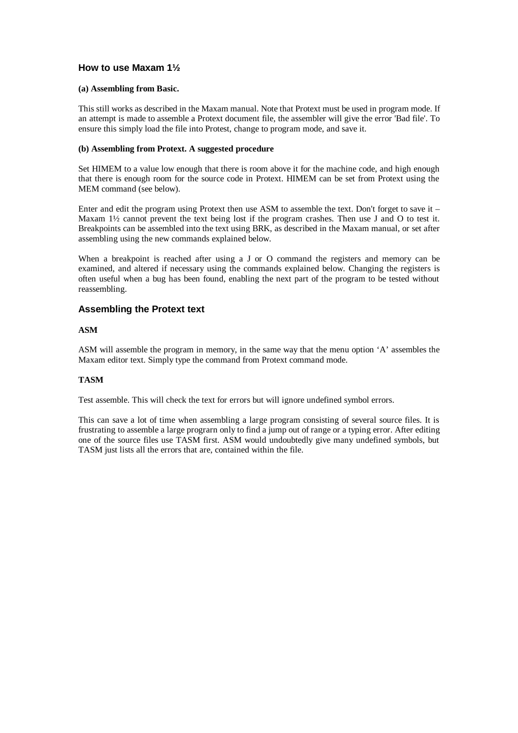## How to use Maxam 1½

**(a) Assembling from Basic.**

This still works as described in the Maxam manual. Note that Protext must be used in program mode. If an attempt is made to assemble a Protext document file, the assembler will give the error 'Bad file'. To ensure this simply load the file into Protest, change to program mode, and save it.

**(b) Assembling from Protext. A suggested procedure**

Set HIMEM to a value low enough that there is room above it for the machine code, and high enough that there is enough room for the source code in Protext. HIMEM can be set from Protext using the MEM command (see below).

Enter and edit the program using Protext then use ASM to assemble the text. Don't forget to save it – Maxam 1½ cannot prevent the text being lost if the program crashes. Then use J and O to test it. Breakpoints can be assembled into the text using BRK, as described in the Maxam manual, or set after assembling using the new commands explained below.

When a breakpoint is reached after using a J or O command the registers and memory can be examined, and altered if necessary using the commands explained below. Changing the registers is often useful when a bug has been found, enabling the next part of the program to be tested without reassembling.

## Assembling the Protext text

**ASM**

ASM will assemble the program in memory, in the same way that the menu option 'A' assembles the Maxam editor text. Simply type the command from Protext command mode.

**TASM**

Test assemble. This will check the text for errors but will ignore undefined symbol errors.

This can save a lot of time when assembling a large program consisting of several source files. It is frustrating to assemble a large prograrn only to find a jump out of range or a typing error. After editing one of the source files use TASM first. ASM would undoubtedly give many undefined symbols, but TASM just lists all the errors that are, contained within the file.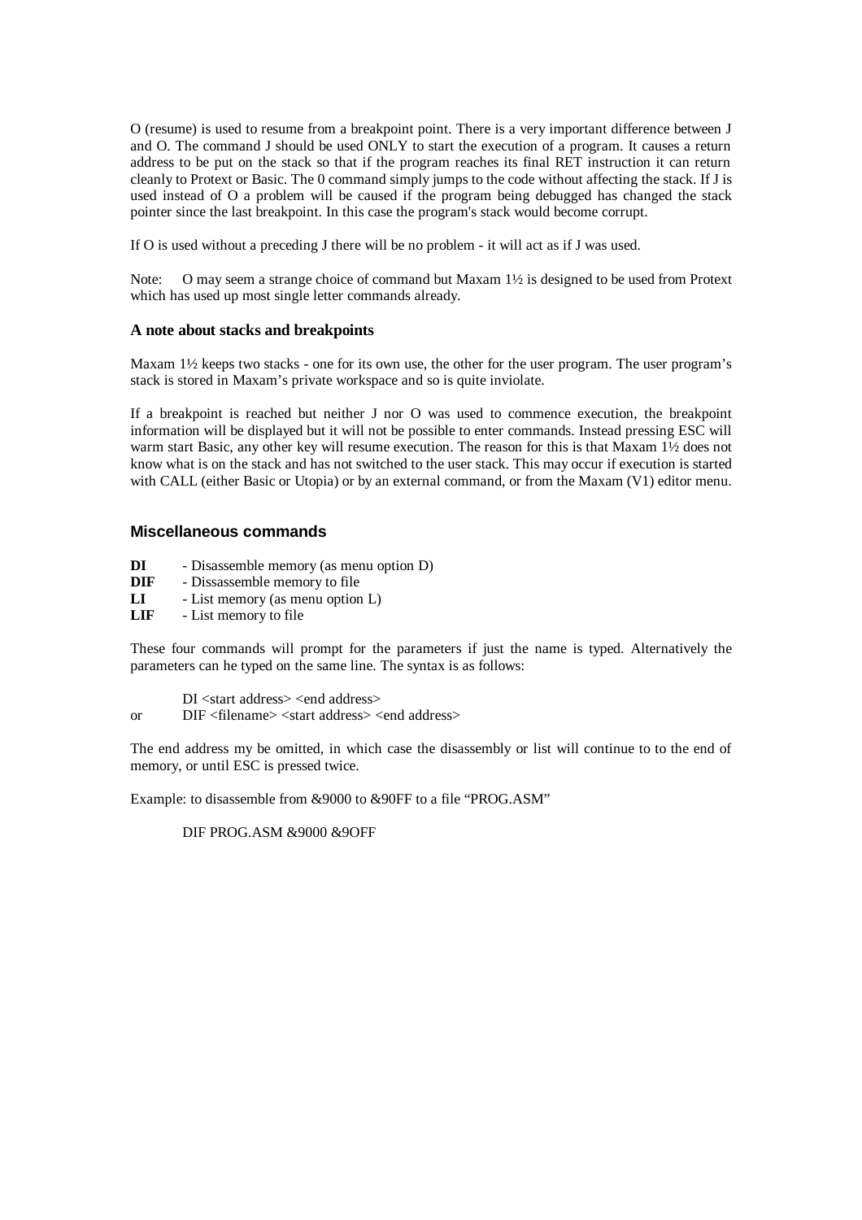O (resume) is used to resume from a breakpoint point. There is a very important difference between J and O. The command J should be used ONLY to start the execution of a program. It causes a return address to be put on the stack so that if the program reaches its final RET instruction it can return cleanly to Protext or Basic. The 0 command simply jumps to the code without affecting the stack. If J is used instead of O a problem will be caused if the program being debugged has changed the stack pointer since the last breakpoint. In this case the program's stack would become corrupt.

If O is used without a preceding J there will be no problem - it will act as if J was used.

Note: O may seem a strange choice of command but Maxam 1½ is designed to be used from Protext which has used up most single letter commands already.

### A note about stacks and breakpoints

Maxam 1½ keeps two stacks - one for its own use, the other for the user program. The user program's stack is stored in Maxam's private workspace and so is quite inviolate.

If a breakpoint is reached but neither J nor O was used to commence execution, the breakpoint information will be displayed but it will not be possible to enter commands. Instead pressing ESC will warm start Basic, any other key will resume execution. The reason for this is that Maxam 1½ does not know what is on the stack and has not switched to the user stack. This may occur if execution is started with CALL (either Basic or Utopia) or by an external command, or from the Maxam (V1) editor menu.

## Miscellaneous commands

**DI** - Disassemble memory (as menu option D)
**DIF** - Dissassemble memory to file
**LI** - List memory (as menu option L)
**LIF** - List memory to file

These four commands will prompt for the parameters if just the name is typed. Alternatively the parameters can he typed on the same line. The syntax is as follows:

```
   DI <start address> <end address>
or DIF <filename> <start address> <end address>
```

The end address my be omitted, in which case the disassembly or list will continue to to the end of memory, or until ESC is pressed twice.

Example: to disassemble from &9000 to &90FF to a file "PROG.ASM"

```
DIF PROG.ASM &9000 &9OFF
```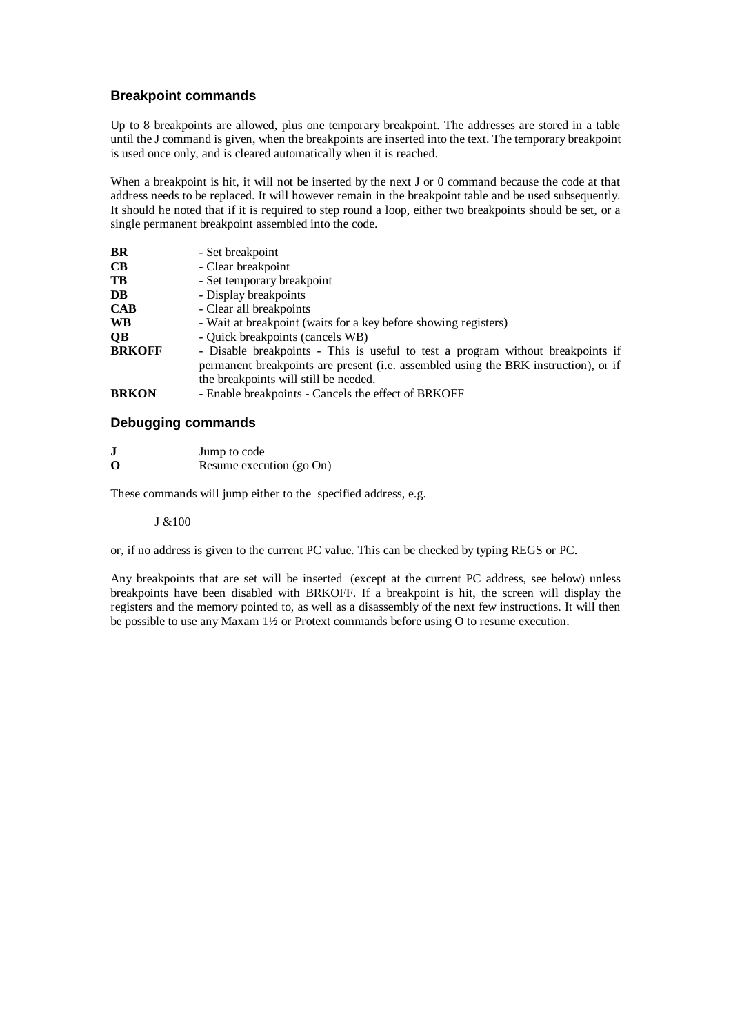## Breakpoint commands

Up to 8 breakpoints are allowed, plus one temporary breakpoint. The addresses are stored in a table until the J command is given, when the breakpoints are inserted into the text. The temporary breakpoint is used once only, and is cleared automatically when it is reached.

When a breakpoint is hit, it will not be inserted by the next J or 0 command because the code at that address needs to be replaced. It will however remain in the breakpoint table and be used subsequently. It should he noted that if it is required to step round a loop, either two breakpoints should be set, or a single permanent breakpoint assembled into the code.

| | |
|---|---|
| **BR** | - Set breakpoint |
| **CB** | - Clear breakpoint |
| **TB** | - Set temporary breakpoint |
| **DB** | - Display breakpoints |
| **CAB** | - Clear all breakpoints |
| **WB** | - Wait at breakpoint (waits for a key before showing registers) |
| **QB** | - Quick breakpoints (cancels WB) |
| **BRKOFF** | - Disable breakpoints - This is useful to test a program without breakpoints if permanent breakpoints are present (i.e. assembled using the BRK instruction), or if the breakpoints will still be needed. |
| **BRKON** | - Enable breakpoints - Cancels the effect of BRKOFF |

## Debugging commands

| | |
|---|---|
| **J** | Jump to code |
| **O** | Resume execution (go On) |

These commands will jump either to the specified address, e.g.

```
J &100
```

or, if no address is given to the current PC value. This can be checked by typing REGS or PC.

Any breakpoints that are set will be inserted (except at the current PC address, see below) unless breakpoints have been disabled with BRKOFF. If a breakpoint is hit, the screen will display the registers and the memory pointed to, as well as a disassembly of the next few instructions. It will then be possible to use any Maxam 1½ or Protext commands before using O to resume execution.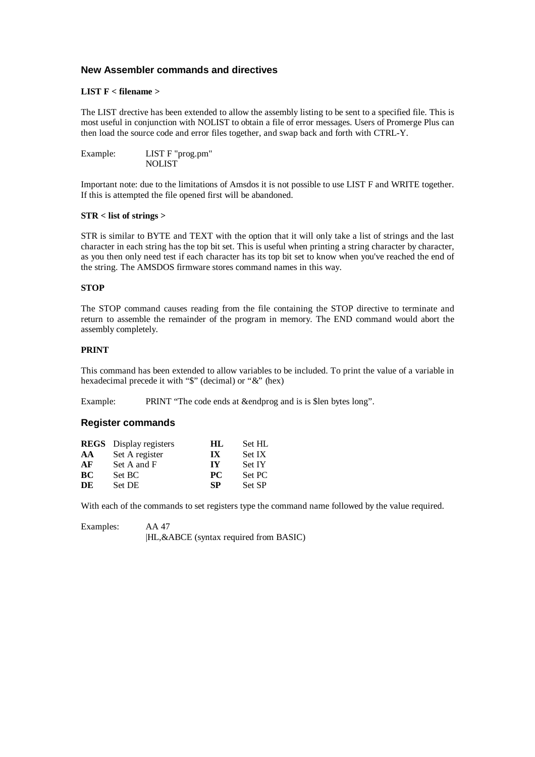## New Assembler commands and directives

**LIST F < filename >**

The LIST drective has been extended to allow the assembly listing to be sent to a specified file. This is most useful in conjunction with NOLIST to obtain a file of error messages. Users of Promerge Plus can then load the source code and error files together, and swap back and forth with CTRL-Y.

Example:
```
LIST F "prog.pm"
NOLIST
```

Important note: due to the limitations of Amsdos it is not possible to use LIST F and WRITE together. If this is attempted the file opened first will be abandoned.

**STR < list of strings >**

STR is similar to BYTE and TEXT with the option that it will only take a list of strings and the last character in each string has the top bit set. This is useful when printing a string character by character, as you then only need test if each character has its top bit set to know when you've reached the end of the string. The AMSDOS firmware stores command names in this way.

**STOP**

The STOP command causes reading from the file containing the STOP directive to terminate and return to assemble the remainder of the program in memory. The END command would abort the assembly completely.

**PRINT**

This command has been extended to allow variables to be included. To print the value of a variable in hexadecimal precede it with "$" (decimal) or "&" (hex)

Example: PRINT "The code ends at &endprog and is is $len bytes long".

## Register commands

| | | | |
|---|---|---|---|
| **REGS** | Display registers | **HL** | Set HL |
| **AA** | Set A register | **IX** | Set IX |
| **AF** | Set A and F | **IY** | Set IY |
| **BC** | Set BC | **PC** | Set PC |
| **DE** | Set DE | **SP** | Set SP |

With each of the commands to set registers type the command name followed by the value required.

Examples:
```
AA 47
|HL,&ABCE (syntax required from BASIC)
```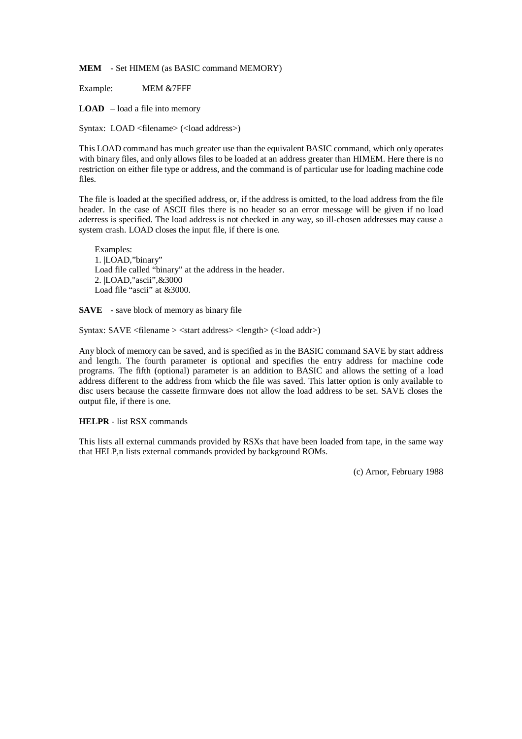**MEM** - Set HIMEM (as BASIC command MEMORY)

Example: MEM &7FFF

**LOAD** – load a file into memory

Syntax: LOAD <filename> (<load address>)

This LOAD command has much greater use than the equivalent BASIC command, which only operates with binary files, and only allows files to be loaded at an address greater than HIMEM. Here there is no restriction on either file type or address, and the command is of particular use for loading machine code files.

The file is loaded at the specified address, or, if the address is omitted, to the load address from the file header. In the case of ASCII files there is no header so an error message will be given if no load aderress is specified. The load address is not checked in any way, so ill-chosen addresses may cause a system crash. LOAD closes the input file, if there is one.

Examples:
1. |LOAD,"binary"
Load file called "binary" at the address in the header.
2. |LOAD,"ascii",&3000
Load file "ascii" at &3000.

**SAVE** - save block of memory as binary file

Syntax: SAVE <filename > <start address> <length> (<load addr>)

Any block of memory can be saved, and is specified as in the BASIC command SAVE by start address and length. The fourth parameter is optional and specifies the entry address for machine code programs. The fifth (optional) parameter is an addition to BASIC and allows the setting of a load address different to the address from whicb the file was saved. This latter option is only available to disc users because the cassette firmware does not allow the load address to be set. SAVE closes the output file, if there is one.

**HELPR** - list RSX commands

This lists all external cummands provided by RSXs that have been loaded from tape, in the same way that HELP,n lists external commands provided by background ROMs.

(c) Arnor, February 1988